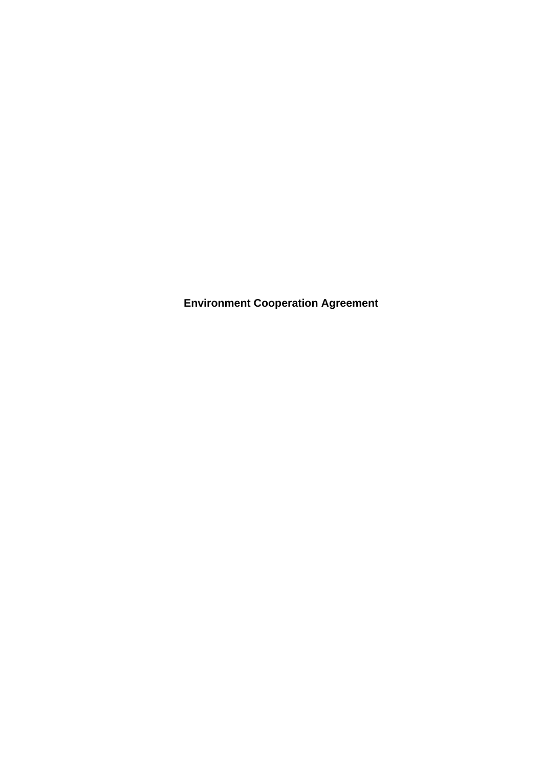# Environment Cooperation Agreement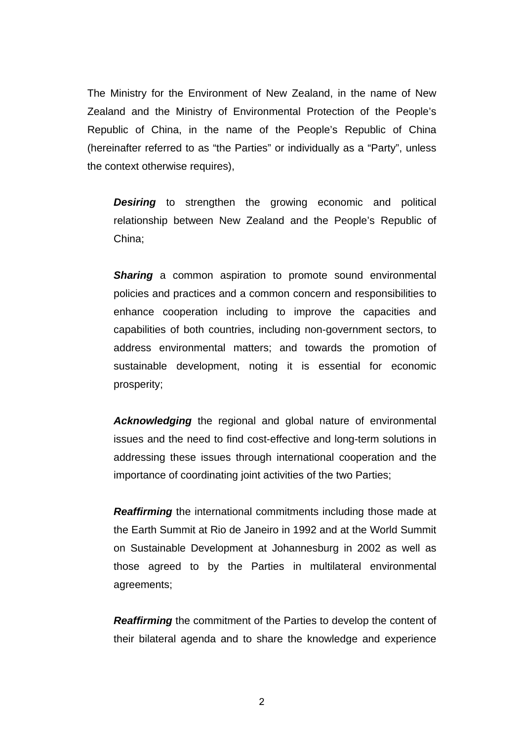The Ministry for the Environment of New Zealand, in the name of New Zealand and the Ministry of Environmental Protection of the People's Republic of China, in the name of the People's Republic of China (hereinafter referred to as "the Parties" or individually as a "Party", unless the context otherwise requires),

> ***Desiring*** to strengthen the growing economic and political relationship between New Zealand and the People's Republic of China;
>
> ***Sharing*** a common aspiration to promote sound environmental policies and practices and a common concern and responsibilities to enhance cooperation including to improve the capacities and capabilities of both countries, including non-government sectors, to address environmental matters; and towards the promotion of sustainable development, noting it is essential for economic prosperity;
>
> ***Acknowledging*** the regional and global nature of environmental issues and the need to find cost-effective and long-term solutions in addressing these issues through international cooperation and the importance of coordinating joint activities of the two Parties;
>
> ***Reaffirming*** the international commitments including those made at the Earth Summit at Rio de Janeiro in 1992 and at the World Summit on Sustainable Development at Johannesburg in 2002 as well as those agreed to by the Parties in multilateral environmental agreements;
>
> ***Reaffirming*** the commitment of the Parties to develop the content of their bilateral agenda and to share the knowledge and experience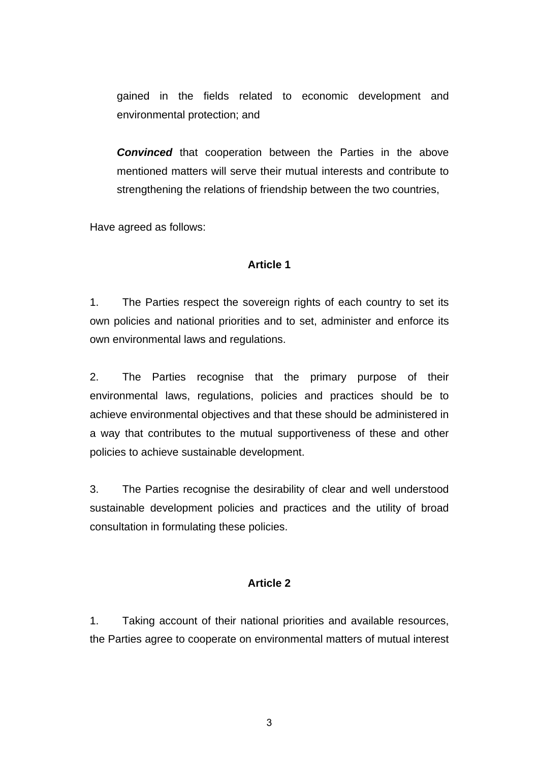gained in the fields related to economic development and environmental protection; and

***Convinced*** that cooperation between the Parties in the above mentioned matters will serve their mutual interests and contribute to strengthening the relations of friendship between the two countries,

Have agreed as follows:

**Article 1**

1. The Parties respect the sovereign rights of each country to set its own policies and national priorities and to set, administer and enforce its own environmental laws and regulations.

2. The Parties recognise that the primary purpose of their environmental laws, regulations, policies and practices should be to achieve environmental objectives and that these should be administered in a way that contributes to the mutual supportiveness of these and other policies to achieve sustainable development.

3. The Parties recognise the desirability of clear and well understood sustainable development policies and practices and the utility of broad consultation in formulating these policies.

**Article 2**

1. Taking account of their national priorities and available resources, the Parties agree to cooperate on environmental matters of mutual interest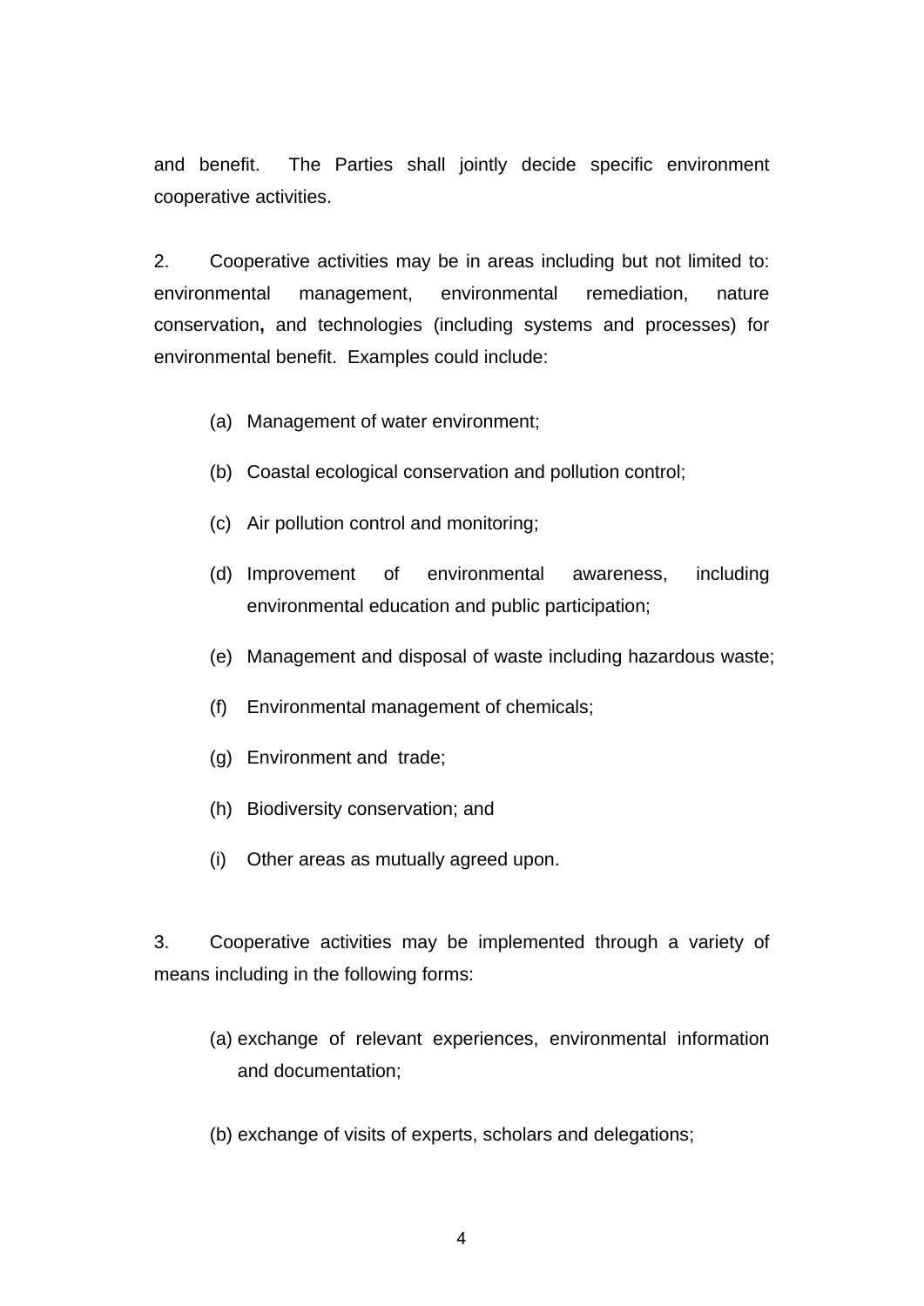and benefit. The Parties shall jointly decide specific environment cooperative activities.

2. Cooperative activities may be in areas including but not limited to: environmental management, environmental remediation, nature conservation, and technologies (including systems and processes) for environmental benefit. Examples could include:

(a) Management of water environment;

(b) Coastal ecological conservation and pollution control;

(c) Air pollution control and monitoring;

(d) Improvement of environmental awareness, including environmental education and public participation;

(e) Management and disposal of waste including hazardous waste;

(f) Environmental management of chemicals;

(g) Environment and trade;

(h) Biodiversity conservation; and

(i) Other areas as mutually agreed upon.

3. Cooperative activities may be implemented through a variety of means including in the following forms:

(a) exchange of relevant experiences, environmental information and documentation;

(b) exchange of visits of experts, scholars and delegations;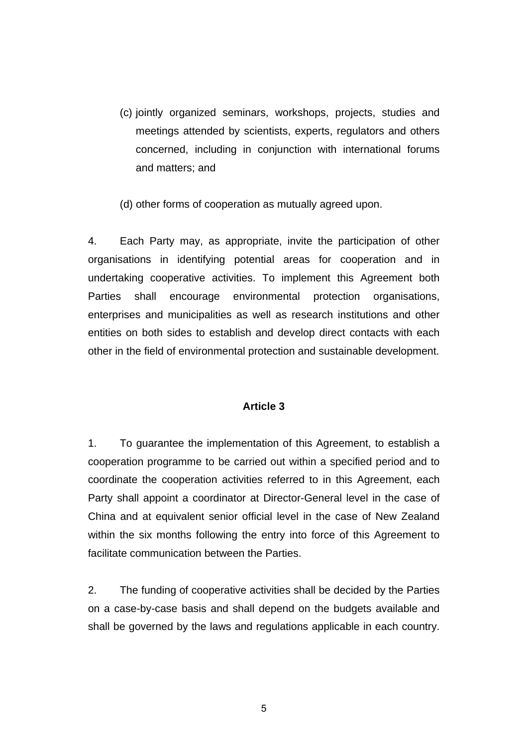(c) jointly organized seminars, workshops, projects, studies and meetings attended by scientists, experts, regulators and others concerned, including in conjunction with international forums and matters; and

(d) other forms of cooperation as mutually agreed upon.

4. Each Party may, as appropriate, invite the participation of other organisations in identifying potential areas for cooperation and in undertaking cooperative activities. To implement this Agreement both Parties shall encourage environmental protection organisations, enterprises and municipalities as well as research institutions and other entities on both sides to establish and develop direct contacts with each other in the field of environmental protection and sustainable development.

**Article 3**

1. To guarantee the implementation of this Agreement, to establish a cooperation programme to be carried out within a specified period and to coordinate the cooperation activities referred to in this Agreement, each Party shall appoint a coordinator at Director-General level in the case of China and at equivalent senior official level in the case of New Zealand within the six months following the entry into force of this Agreement to facilitate communication between the Parties.

2. The funding of cooperative activities shall be decided by the Parties on a case-by-case basis and shall depend on the budgets available and shall be governed by the laws and regulations applicable in each country.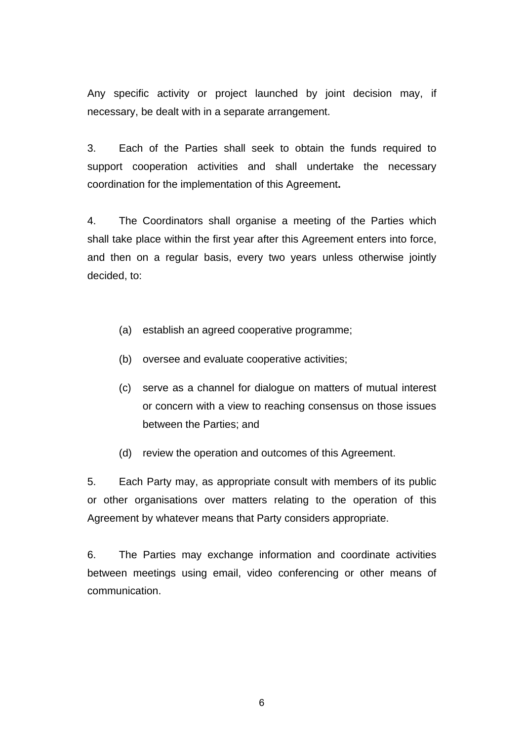Any specific activity or project launched by joint decision may, if necessary, be dealt with in a separate arrangement.

3. Each of the Parties shall seek to obtain the funds required to support cooperation activities and shall undertake the necessary coordination for the implementation of this Agreement**.**

4. The Coordinators shall organise a meeting of the Parties which shall take place within the first year after this Agreement enters into force, and then on a regular basis, every two years unless otherwise jointly decided, to:

(a) establish an agreed cooperative programme;

(b) oversee and evaluate cooperative activities;

(c) serve as a channel for dialogue on matters of mutual interest or concern with a view to reaching consensus on those issues between the Parties; and

(d) review the operation and outcomes of this Agreement.

5. Each Party may, as appropriate consult with members of its public or other organisations over matters relating to the operation of this Agreement by whatever means that Party considers appropriate.

6. The Parties may exchange information and coordinate activities between meetings using email, video conferencing or other means of communication.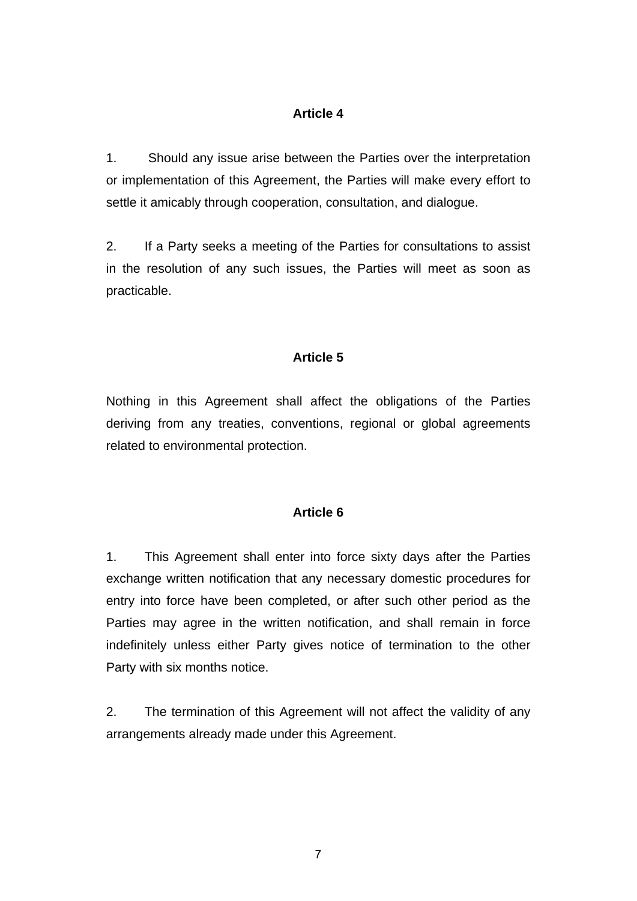## Article 4

1. Should any issue arise between the Parties over the interpretation or implementation of this Agreement, the Parties will make every effort to settle it amicably through cooperation, consultation, and dialogue.

2. If a Party seeks a meeting of the Parties for consultations to assist in the resolution of any such issues, the Parties will meet as soon as practicable.

## Article 5

Nothing in this Agreement shall affect the obligations of the Parties deriving from any treaties, conventions, regional or global agreements related to environmental protection.

## Article 6

1. This Agreement shall enter into force sixty days after the Parties exchange written notification that any necessary domestic procedures for entry into force have been completed, or after such other period as the Parties may agree in the written notification, and shall remain in force indefinitely unless either Party gives notice of termination to the other Party with six months notice.

2. The termination of this Agreement will not affect the validity of any arrangements already made under this Agreement.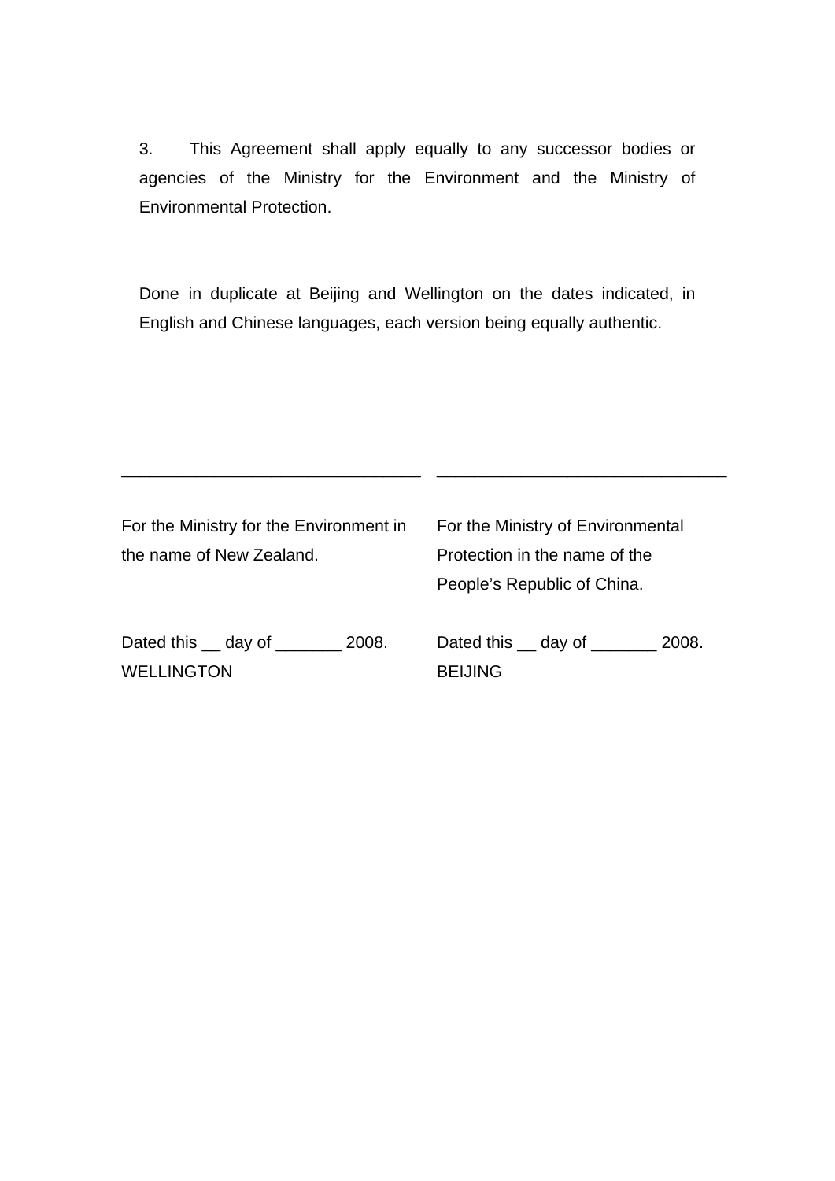3. This Agreement shall apply equally to any successor bodies or agencies of the Ministry for the Environment and the Ministry of Environmental Protection.

Done in duplicate at Beijing and Wellington on the dates indicated, in English and Chinese languages, each version being equally authentic.

| | |
|---|---|
| _______________________________ | _______________________________ |
| For the Ministry for the Environment in the name of New Zealand. | For the Ministry of Environmental Protection in the name of the People's Republic of China. |
| Dated this __ day of _______ 2008. WELLINGTON | Dated this __ day of _______ 2008. BEIJING |